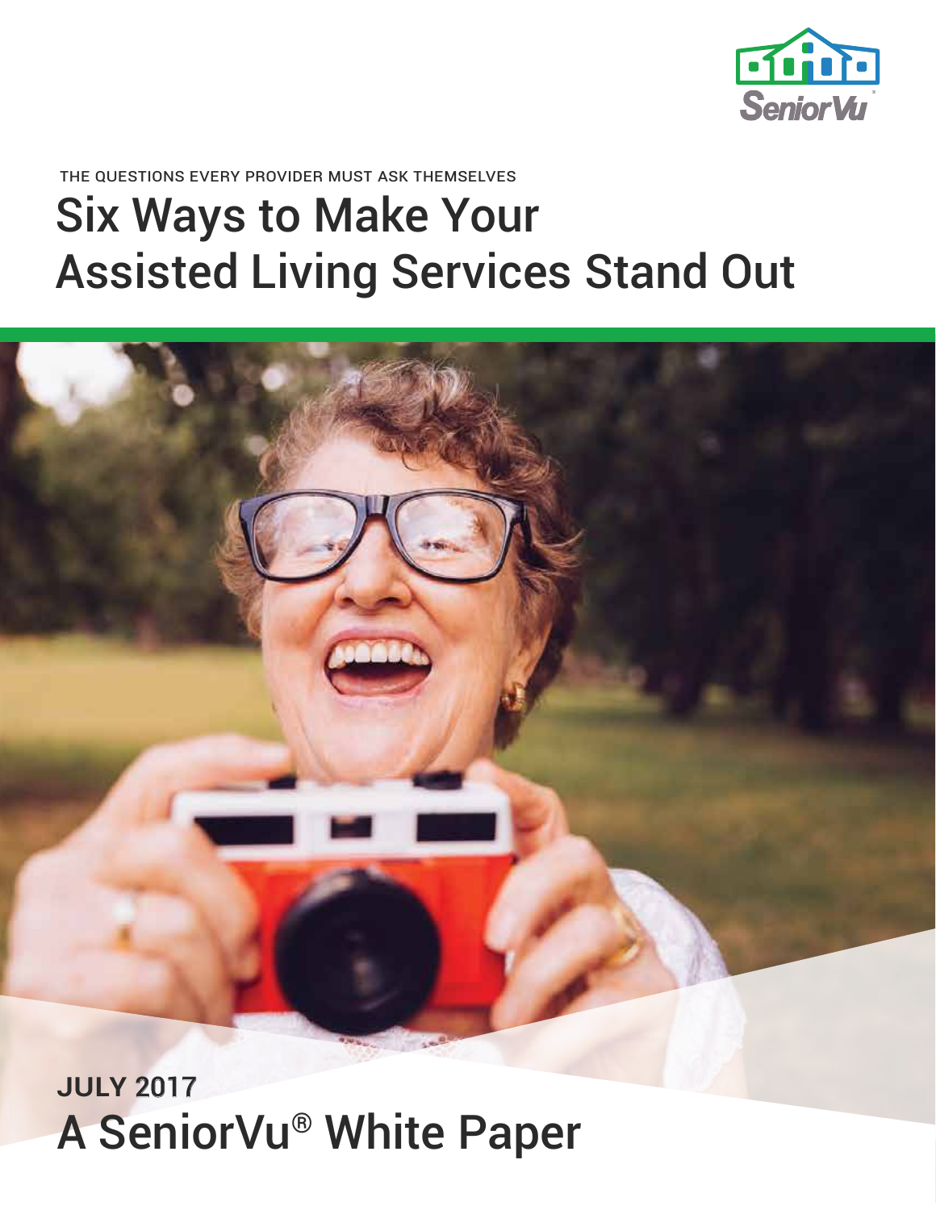SeniorVu

THE QUESTIONS EVERY PROVIDER MUST ASK THEMSELVES

# Six Ways to Make Your Assisted Living Services Stand Out

**JULY 2017**

## A SeniorVu® White Paper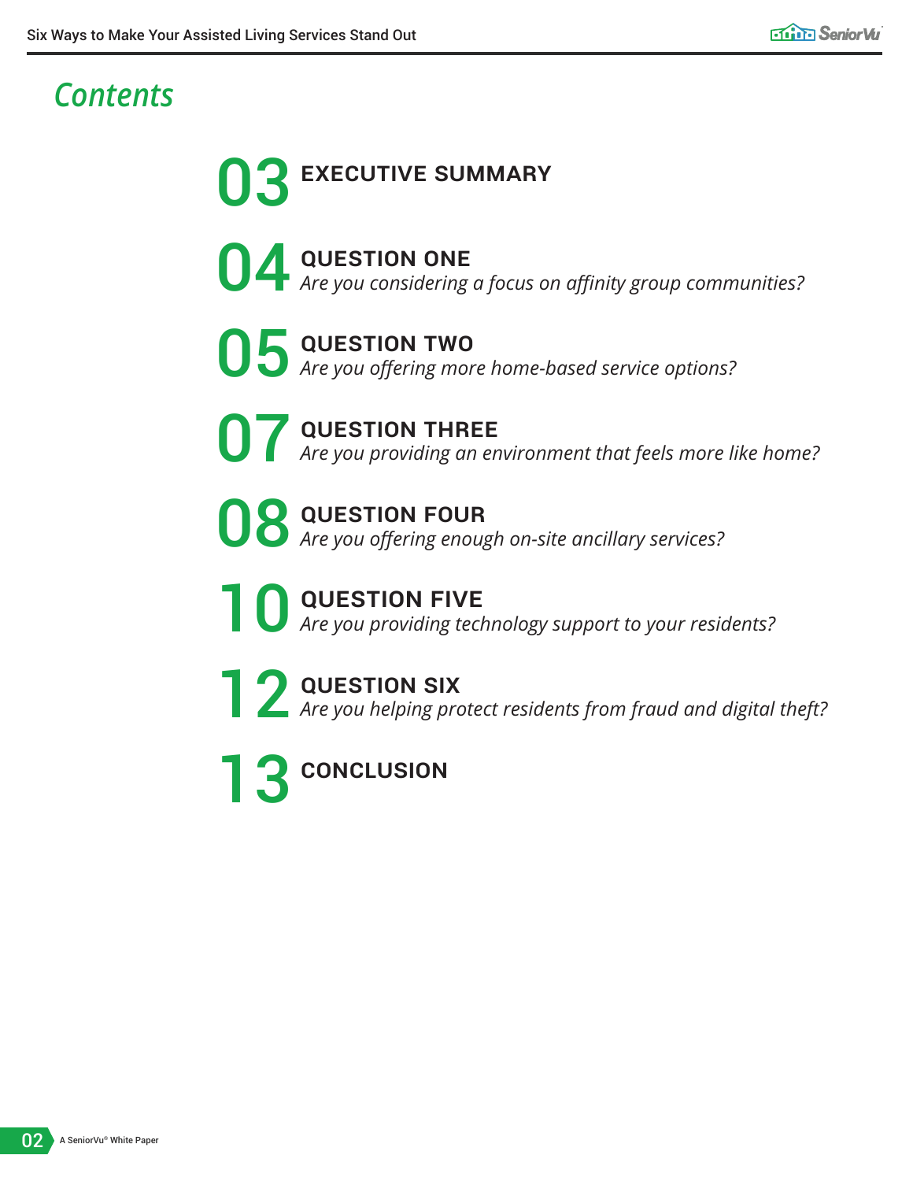# Contents

**03** EXECUTIVE SUMMARY

**04** QUESTION ONE
*Are you considering a focus on affinity group communities?*

**05** QUESTION TWO
*Are you offering more home-based service options?*

**07** QUESTION THREE
*Are you providing an environment that feels more like home?*

**08** QUESTION FOUR
*Are you offering enough on-site ancillary services?*

**10** QUESTION FIVE
*Are you providing technology support to your residents?*

**12** QUESTION SIX
*Are you helping protect residents from fraud and digital theft?*

**13** CONCLUSION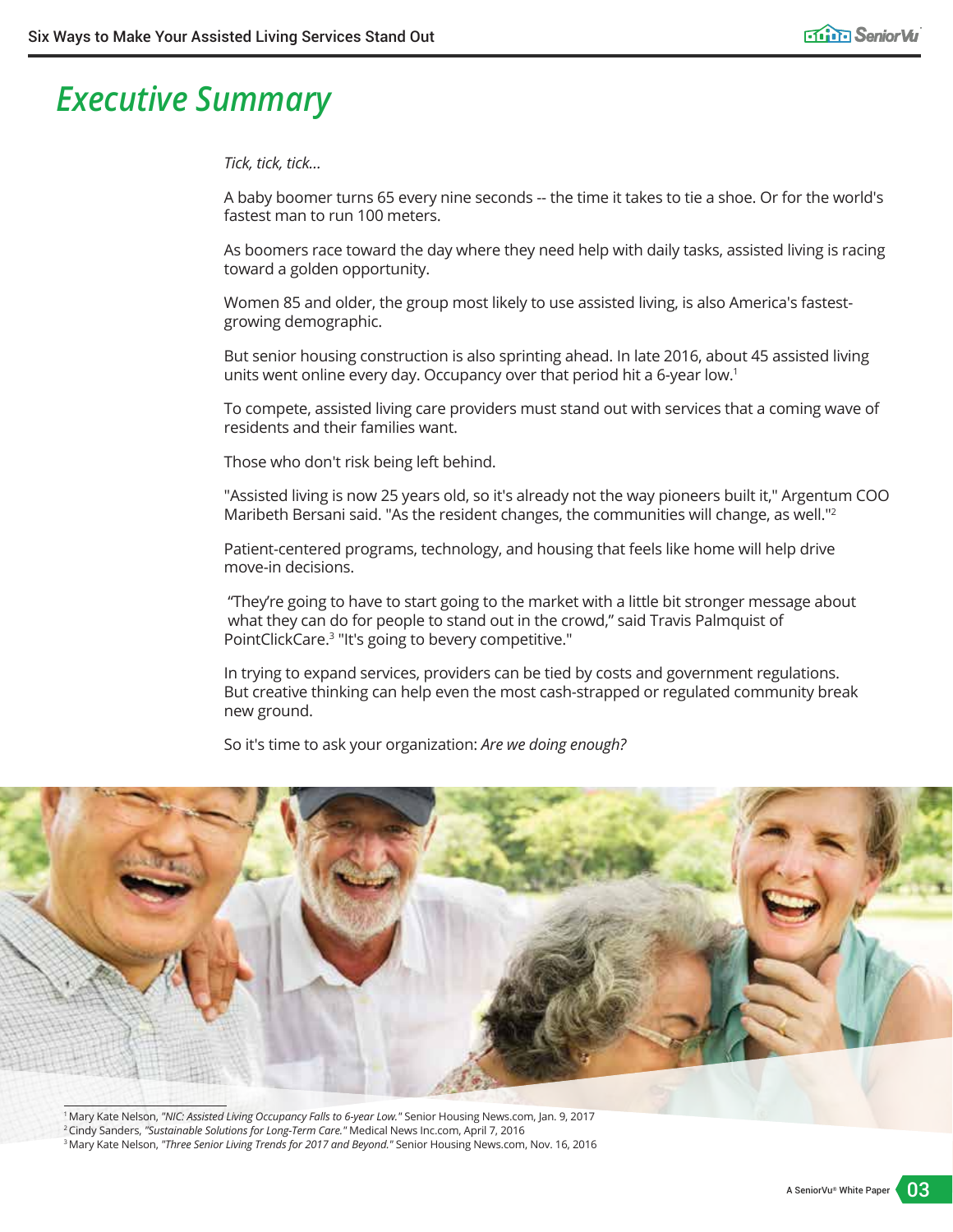# Executive Summary

*Tick, tick, tick...*

A baby boomer turns 65 every nine seconds -- the time it takes to tie a shoe. Or for the world's fastest man to run 100 meters.

As boomers race toward the day where they need help with daily tasks, assisted living is racing toward a golden opportunity.

Women 85 and older, the group most likely to use assisted living, is also America's fastest-growing demographic.

But senior housing construction is also sprinting ahead. In late 2016, about 45 assisted living units went online every day. Occupancy over that period hit a 6-year low.[1]

To compete, assisted living care providers must stand out with services that a coming wave of residents and their families want.

Those who don't risk being left behind.

"Assisted living is now 25 years old, so it's already not the way pioneers built it," Argentum COO Maribeth Bersani said. "As the resident changes, the communities will change, as well."[2]

Patient-centered programs, technology, and housing that feels like home will help drive move-in decisions.

"They're going to have to start going to the market with a little bit stronger message about what they can do for people to stand out in the crowd," said Travis Palmquist of PointClickCare.[3] "It's going to bevery competitive."

In trying to expand services, providers can be tied by costs and government regulations. But creative thinking can help even the most cash-strapped or regulated community break new ground.

So it's time to ask your organization: *Are we doing enough?*

---

[1] Mary Kate Nelson, *"NIC: Assisted Living Occupancy Falls to 6-year Low."* Senior Housing News.com, Jan. 9, 2017

[2] Cindy Sanders, *"Sustainable Solutions for Long-Term Care."* Medical News Inc.com, April 7, 2016

[3] Mary Kate Nelson, *"Three Senior Living Trends for 2017 and Beyond."* Senior Housing News.com, Nov. 16, 2016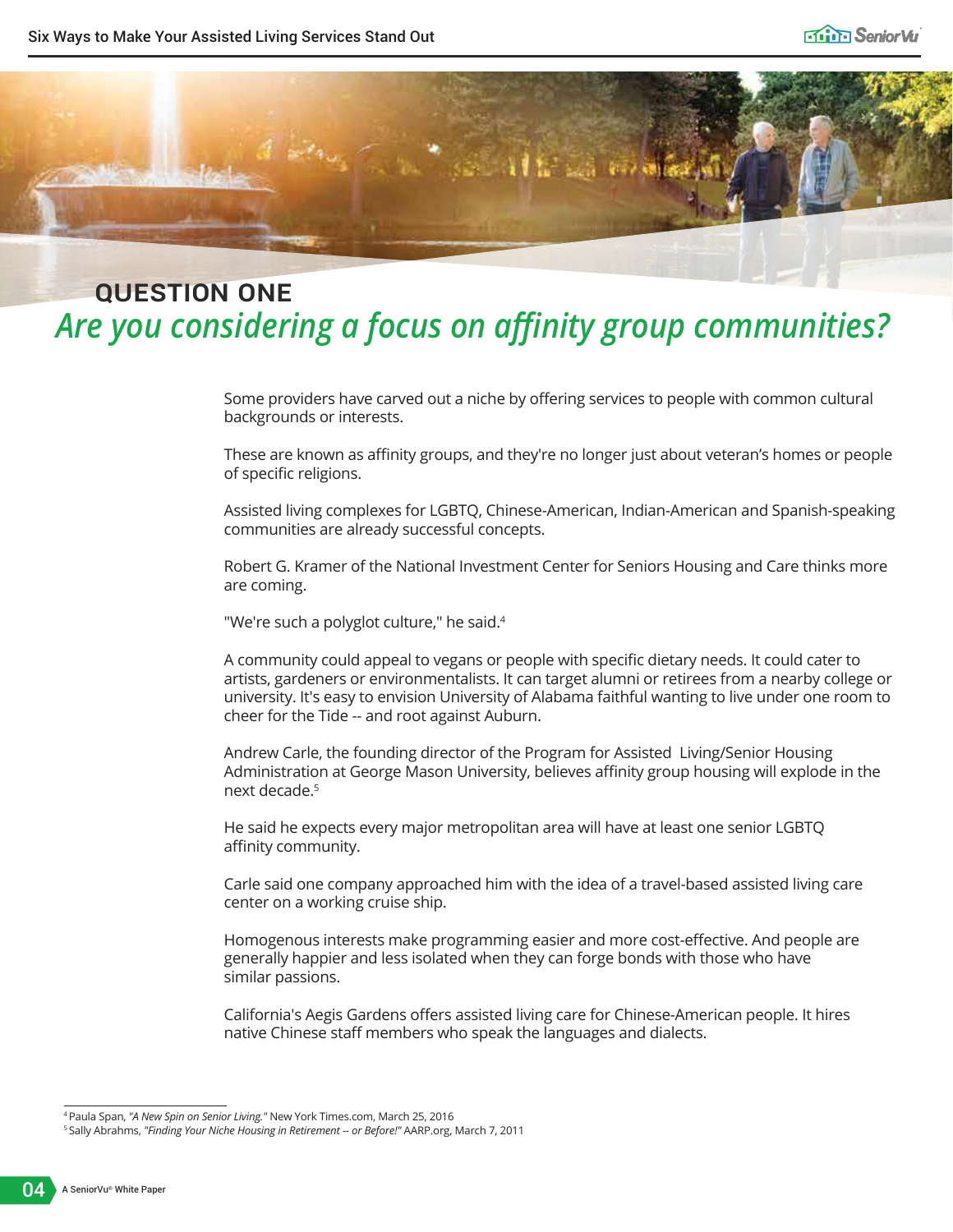## QUESTION ONE

# *Are you considering a focus on affinity group communities?*

Some providers have carved out a niche by offering services to people with common cultural backgrounds or interests.

These are known as affinity groups, and they're no longer just about veteran's homes or people of specific religions.

Assisted living complexes for LGBTQ, Chinese-American, Indian-American and Spanish-speaking communities are already successful concepts.

Robert G. Kramer of the National Investment Center for Seniors Housing and Care thinks more are coming.

"We're such a polyglot culture," he said.[4]

A community could appeal to vegans or people with specific dietary needs. It could cater to artists, gardeners or environmentalists. It can target alumni or retirees from a nearby college or university. It's easy to envision University of Alabama faithful wanting to live under one room to cheer for the Tide -- and root against Auburn.

Andrew Carle, the founding director of the Program for Assisted Living/Senior Housing Administration at George Mason University, believes affinity group housing will explode in the next decade.[5]

He said he expects every major metropolitan area will have at least one senior LGBTQ affinity community.

Carle said one company approached him with the idea of a travel-based assisted living care center on a working cruise ship.

Homogenous interests make programming easier and more cost-effective. And people are generally happier and less isolated when they can forge bonds with those who have similar passions.

California's Aegis Gardens offers assisted living care for Chinese-American people. It hires native Chinese staff members who speak the languages and dialects.

---

[4] Paula Span, *"A New Spin on Senior Living."* New York Times.com, March 25, 2016

[5] Sally Abrahms, *"Finding Your Niche Housing in Retirement -- or Before!"* AARP.org, March 7, 2011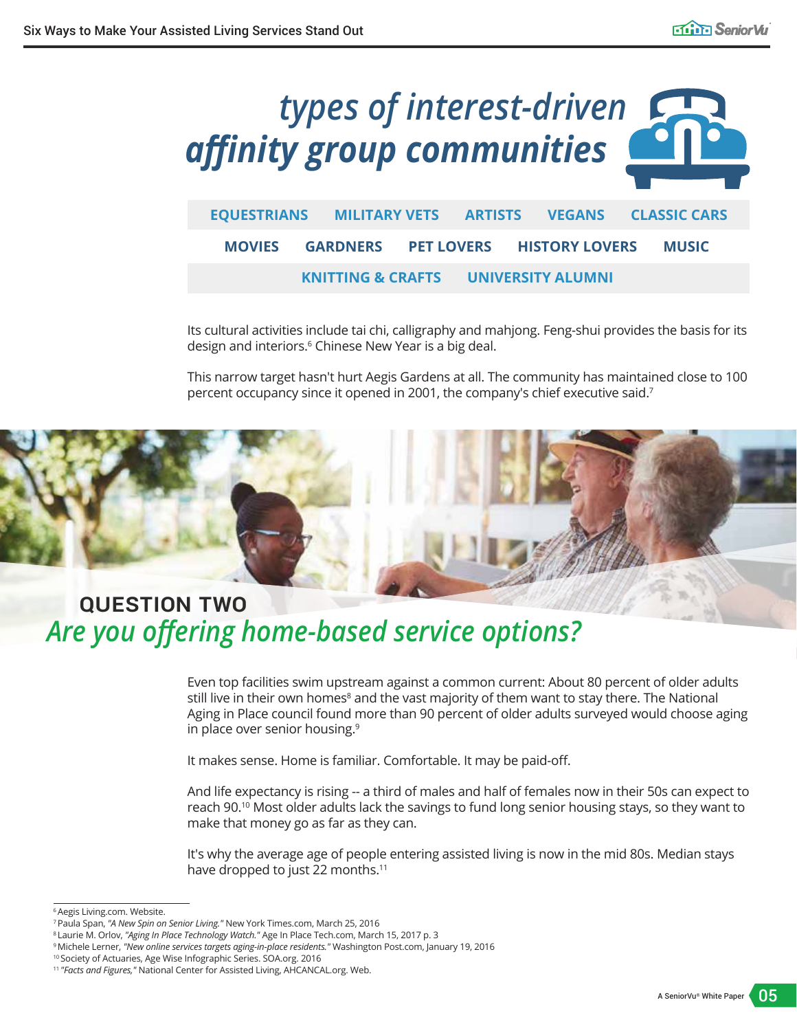## types of interest-driven affinity group communities

| | | | | |
|---|---|---|---|---|
| EQUESTRIANS | MILITARY VETS | ARTISTS | VEGANS | CLASSIC CARS |
| MOVIES | GARDNERS | PET LOVERS | HISTORY LOVERS | MUSIC |
| KNITTING & CRAFTS | UNIVERSITY ALUMNI | | | |

Its cultural activities include tai chi, calligraphy and mahjong. Feng-shui provides the basis for its design and interiors.[6] Chinese New Year is a big deal.

This narrow target hasn't hurt Aegis Gardens at all. The community has maintained close to 100 percent occupancy since it opened in 2001, the company's chief executive said.[7]

## QUESTION TWO

## *Are you offering home-based service options?*

Even top facilities swim upstream against a common current: About 80 percent of older adults still live in their own homes[8] and the vast majority of them want to stay there. The National Aging in Place council found more than 90 percent of older adults surveyed would choose aging in place over senior housing.[9]

It makes sense. Home is familiar. Comfortable. It may be paid-off.

And life expectancy is rising -- a third of males and half of females now in their 50s can expect to reach 90.[10] Most older adults lack the savings to fund long senior housing stays, so they want to make that money go as far as they can.

It's why the average age of people entering assisted living is now in the mid 80s. Median stays have dropped to just 22 months.[11]

---

[6] Aegis Living.com. Website.
[7] Paula Span, *"A New Spin on Senior Living."* New York Times.com, March 25, 2016
[8] Laurie M. Orlov, *"Aging In Place Technology Watch."* Age In Place Tech.com, March 15, 2017 p. 3
[9] Michele Lerner, *"New online services targets aging-in-place residents."* Washington Post.com, January 19, 2016
[10] Society of Actuaries, Age Wise Infographic Series. SOA.org. 2016
[11] *"Facts and Figures,"* National Center for Assisted Living, AHCANCAL.org. Web.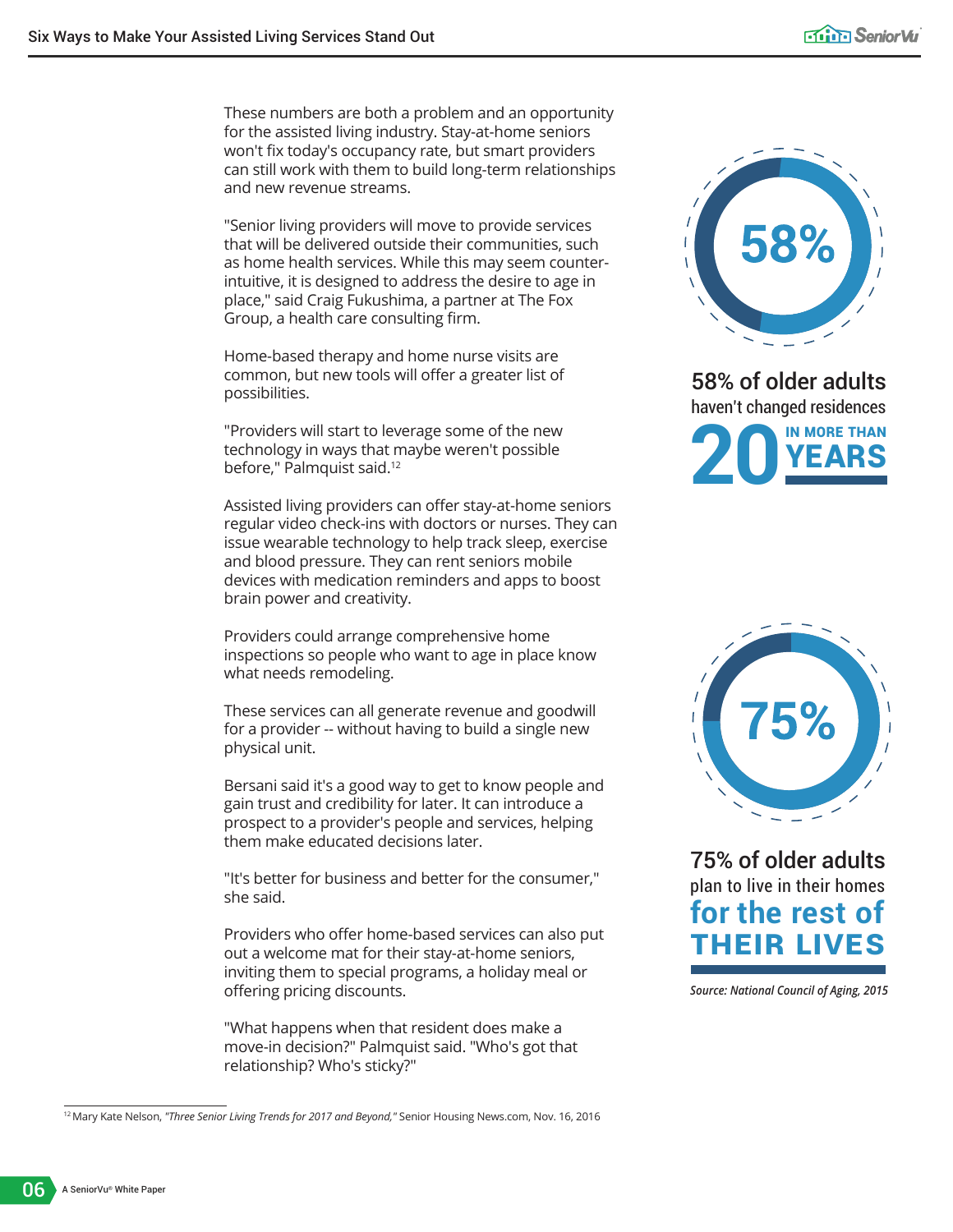These numbers are both a problem and an opportunity for the assisted living industry. Stay-at-home seniors won't fix today's occupancy rate, but smart providers can still work with them to build long-term relationships and new revenue streams.

"Senior living providers will move to provide services that will be delivered outside their communities, such as home health services. While this may seem counter-intuitive, it is designed to address the desire to age in place," said Craig Fukushima, a partner at The Fox Group, a health care consulting firm.

Home-based therapy and home nurse visits are common, but new tools will offer a greater list of possibilities.

"Providers will start to leverage some of the new technology in ways that maybe weren't possible before," Palmquist said.[12]

Assisted living providers can offer stay-at-home seniors regular video check-ins with doctors or nurses. They can issue wearable technology to help track sleep, exercise and blood pressure. They can rent seniors mobile devices with medication reminders and apps to boost brain power and creativity.

Providers could arrange comprehensive home inspections so people who want to age in place know what needs remodeling.

These services can all generate revenue and goodwill for a provider -- without having to build a single new physical unit.

Bersani said it's a good way to get to know people and gain trust and credibility for later. It can introduce a prospect to a provider's people and services, helping them make educated decisions later.

"It's better for business and better for the consumer," she said.

Providers who offer home-based services can also put out a welcome mat for their stay-at-home seniors, inviting them to special programs, a holiday meal or offering pricing discounts.

"What happens when that resident does make a move-in decision?" Palmquist said. "Who's got that relationship? Who's sticky?"

**58%**

**58% of older adults** haven't changed residences **20 IN MORE THAN YEARS**

**75%**

**75% of older adults** plan to live in their homes **for the rest of THEIR LIVES**

*Source: National Council of Aging, 2015*

---

[12] Mary Kate Nelson, *"Three Senior Living Trends for 2017 and Beyond,"* Senior Housing News.com, Nov. 16, 2016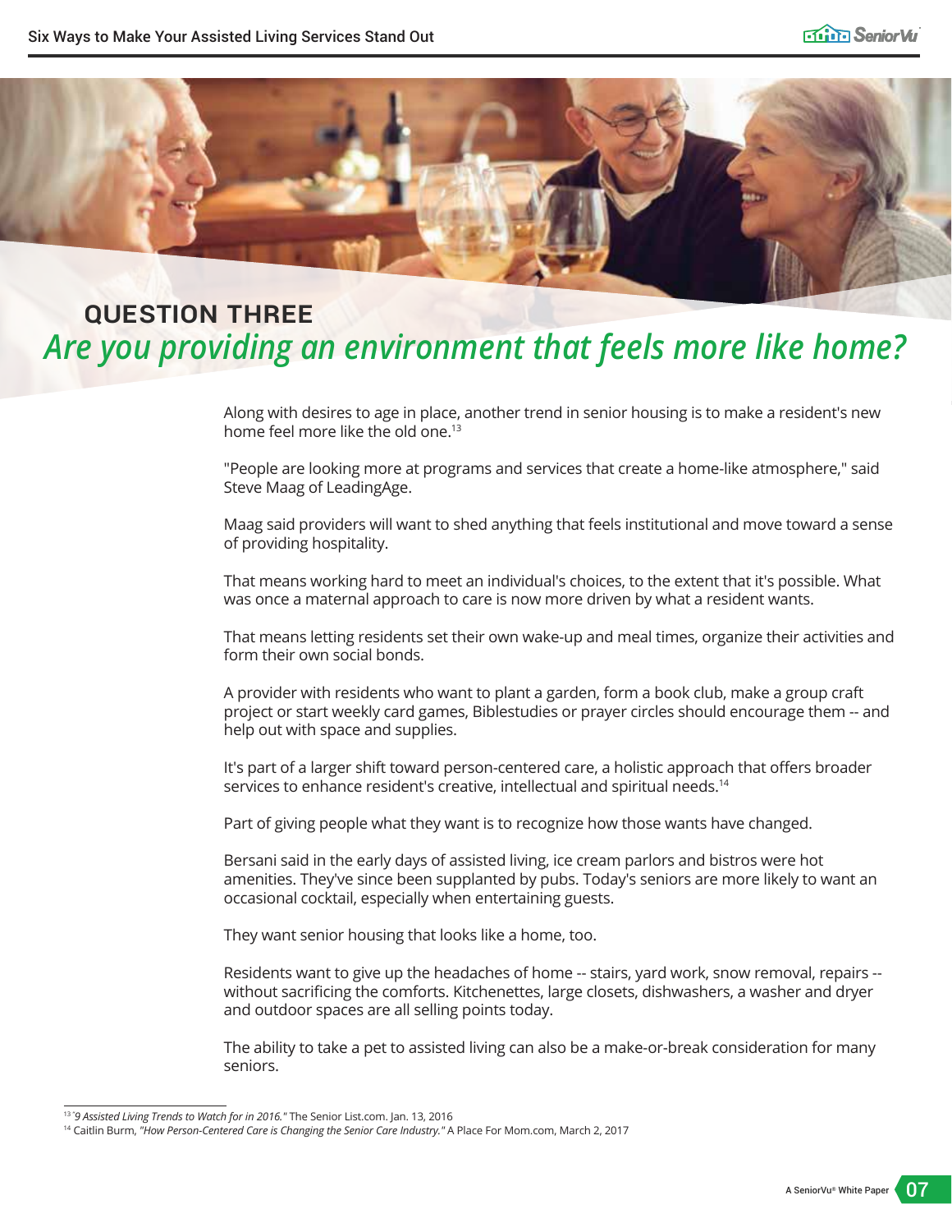## QUESTION THREE

# *Are you providing an environment that feels more like home?*

Along with desires to age in place, another trend in senior housing is to make a resident's new home feel more like the old one.[13]

"People are looking more at programs and services that create a home-like atmosphere," said Steve Maag of LeadingAge.

Maag said providers will want to shed anything that feels institutional and move toward a sense of providing hospitality.

That means working hard to meet an individual's choices, to the extent that it's possible. What was once a maternal approach to care is now more driven by what a resident wants.

That means letting residents set their own wake-up and meal times, organize their activities and form their own social bonds.

A provider with residents who want to plant a garden, form a book club, make a group craft project or start weekly card games, Biblestudies or prayer circles should encourage them -- and help out with space and supplies.

It's part of a larger shift toward person-centered care, a holistic approach that offers broader services to enhance resident's creative, intellectual and spiritual needs.[14]

Part of giving people what they want is to recognize how those wants have changed.

Bersani said in the early days of assisted living, ice cream parlors and bistros were hot amenities. They've since been supplanted by pubs. Today's seniors are more likely to want an occasional cocktail, especially when entertaining guests.

They want senior housing that looks like a home, too.

Residents want to give up the headaches of home -- stairs, yard work, snow removal, repairs -- without sacrificing the comforts. Kitchenettes, large closets, dishwashers, a washer and dryer and outdoor spaces are all selling points today.

The ability to take a pet to assisted living can also be a make-or-break consideration for many seniors.

---

[13] "*9 Assisted Living Trends to Watch for in 2016.*" The Senior List.com. Jan. 13, 2016

[14] Caitlin Burm, *"How Person-Centered Care is Changing the Senior Care Industry."* A Place For Mom.com, March 2, 2017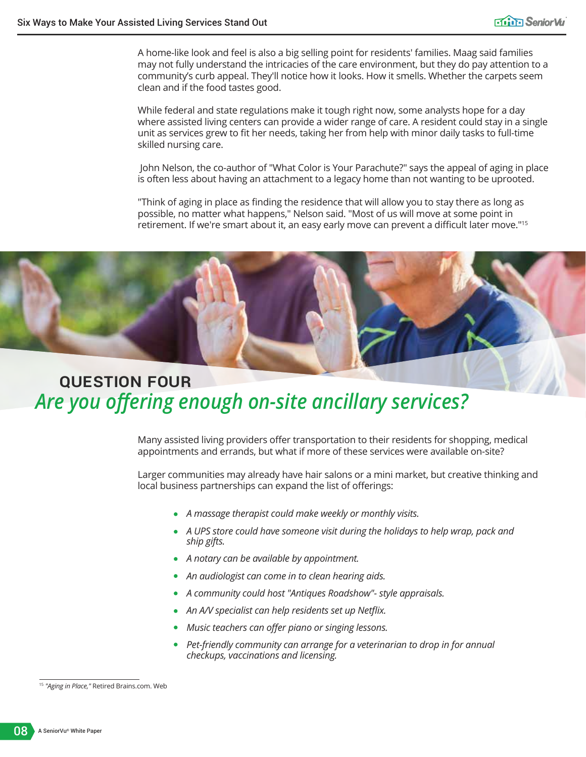A home-like look and feel is also a big selling point for residents' families. Maag said families may not fully understand the intricacies of the care environment, but they do pay attention to a community's curb appeal. They'll notice how it looks. How it smells. Whether the carpets seem clean and if the food tastes good.

While federal and state regulations make it tough right now, some analysts hope for a day where assisted living centers can provide a wider range of care. A resident could stay in a single unit as services grew to fit her needs, taking her from help with minor daily tasks to full-time skilled nursing care.

John Nelson, the co-author of "What Color is Your Parachute?" says the appeal of aging in place is often less about having an attachment to a legacy home than not wanting to be uprooted.

"Think of aging in place as finding the residence that will allow you to stay there as long as possible, no matter what happens," Nelson said. "Most of us will move at some point in retirement. If we're smart about it, an easy early move can prevent a difficult later move."[15]

## QUESTION FOUR

## *Are you offering enough on-site ancillary services?*

Many assisted living providers offer transportation to their residents for shopping, medical appointments and errands, but what if more of these services were available on-site?

Larger communities may already have hair salons or a mini market, but creative thinking and local business partnerships can expand the list of offerings:

- *A massage therapist could make weekly or monthly visits.*
- *A UPS store could have someone visit during the holidays to help wrap, pack and ship gifts.*
- *A notary can be available by appointment.*
- *An audiologist can come in to clean hearing aids.*
- *A community could host "Antiques Roadshow"- style appraisals.*
- *An A/V specialist can help residents set up Netflix.*
- *Music teachers can offer piano or singing lessons.*
- *Pet-friendly community can arrange for a veterinarian to drop in for annual checkups, vaccinations and licensing.*

---

[15] *"Aging in Place,"* Retired Brains.com. Web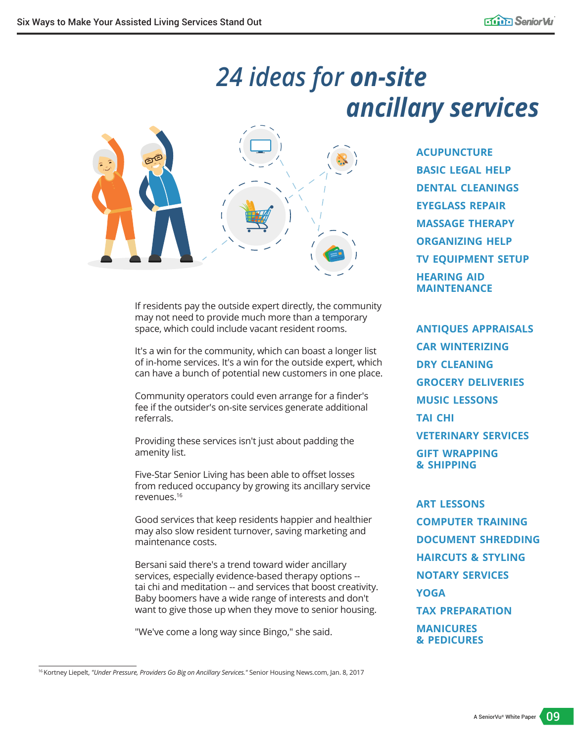# 24 ideas for on-site ancillary services

If residents pay the outside expert directly, the community may not need to provide much more than a temporary space, which could include vacant resident rooms.

It's a win for the community, which can boast a longer list of in-home services. It's a win for the outside expert, which can have a bunch of potential new customers in one place.

Community operators could even arrange for a finder's fee if the outsider's on-site services generate additional referrals.

Providing these services isn't just about padding the amenity list.

Five-Star Senior Living has been able to offset losses from reduced occupancy by growing its ancillary service revenues.[16]

Good services that keep residents happier and healthier may also slow resident turnover, saving marketing and maintenance costs.

Bersani said there's a trend toward wider ancillary services, especially evidence-based therapy options -- tai chi and meditation -- and services that boost creativity. Baby boomers have a wide range of interests and don't want to give those up when they move to senior housing.

"We've come a long way since Bingo," she said.

- ACUPUNCTURE
- BASIC LEGAL HELP
- DENTAL CLEANINGS
- EYEGLASS REPAIR
- MASSAGE THERAPY
- ORGANIZING HELP
- TV EQUIPMENT SETUP
- HEARING AID MAINTENANCE

- ANTIQUES APPRAISALS
- CAR WINTERIZING
- DRY CLEANING
- GROCERY DELIVERIES
- MUSIC LESSONS
- TAI CHI
- VETERINARY SERVICES
- GIFT WRAPPING & SHIPPING

- ART LESSONS
- COMPUTER TRAINING
- DOCUMENT SHREDDING
- HAIRCUTS & STYLING
- NOTARY SERVICES
- YOGA
- TAX PREPARATION
- MANICURES & PEDICURES

---

[16] Kortney Liepelt, *"Under Pressure, Providers Go Big on Ancillary Services."* Senior Housing News.com, Jan. 8, 2017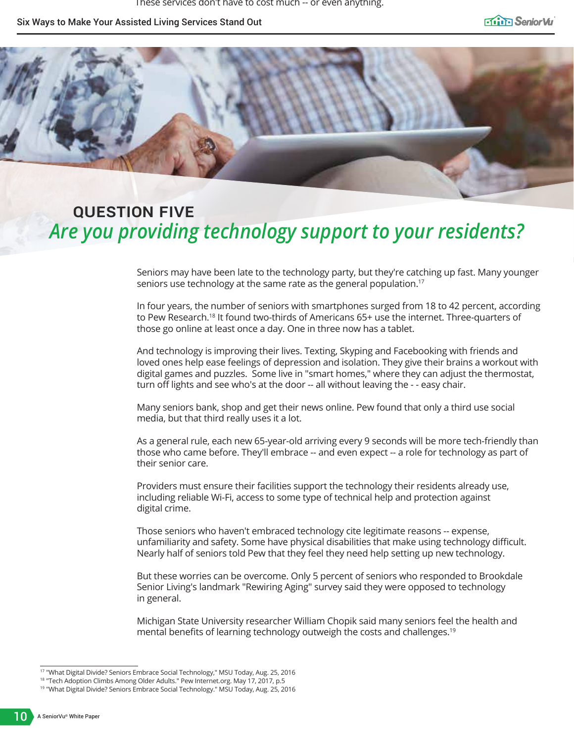## QUESTION FIVE

# *Are you providing technology support to your residents?*

Seniors may have been late to the technology party, but they're catching up fast. Many younger seniors use technology at the same rate as the general population.[17]

In four years, the number of seniors with smartphones surged from 18 to 42 percent, according to Pew Research.[18] It found two-thirds of Americans 65+ use the internet. Three-quarters of those go online at least once a day. One in three now has a tablet.

And technology is improving their lives. Texting, Skyping and Facebooking with friends and loved ones help ease feelings of depression and isolation. They give their brains a workout with digital games and puzzles. Some live in "smart homes," where they can adjust the thermostat, turn off lights and see who's at the door -- all without leaving the - - easy chair.

Many seniors bank, shop and get their news online. Pew found that only a third use social media, but that third really uses it a lot.

As a general rule, each new 65-year-old arriving every 9 seconds will be more tech-friendly than those who came before. They'll embrace -- and even expect -- a role for technology as part of their senior care.

Providers must ensure their facilities support the technology their residents already use, including reliable Wi-Fi, access to some type of technical help and protection against digital crime.

Those seniors who haven't embraced technology cite legitimate reasons -- expense, unfamiliarity and safety. Some have physical disabilities that make using technology difficult. Nearly half of seniors told Pew that they feel they need help setting up new technology.

But these worries can be overcome. Only 5 percent of seniors who responded to Brookdale Senior Living's landmark "Rewiring Aging" survey said they were opposed to technology in general.

Michigan State University researcher William Chopik said many seniors feel the health and mental benefits of learning technology outweigh the costs and challenges.[19]

---

[17] "What Digital Divide? Seniors Embrace Social Technology," MSU Today, Aug. 25, 2016

[18] "Tech Adoption Climbs Among Older Adults." Pew Internet.org. May 17, 2017, p.5

[19] "What Digital Divide? Seniors Embrace Social Technology." MSU Today, Aug. 25, 2016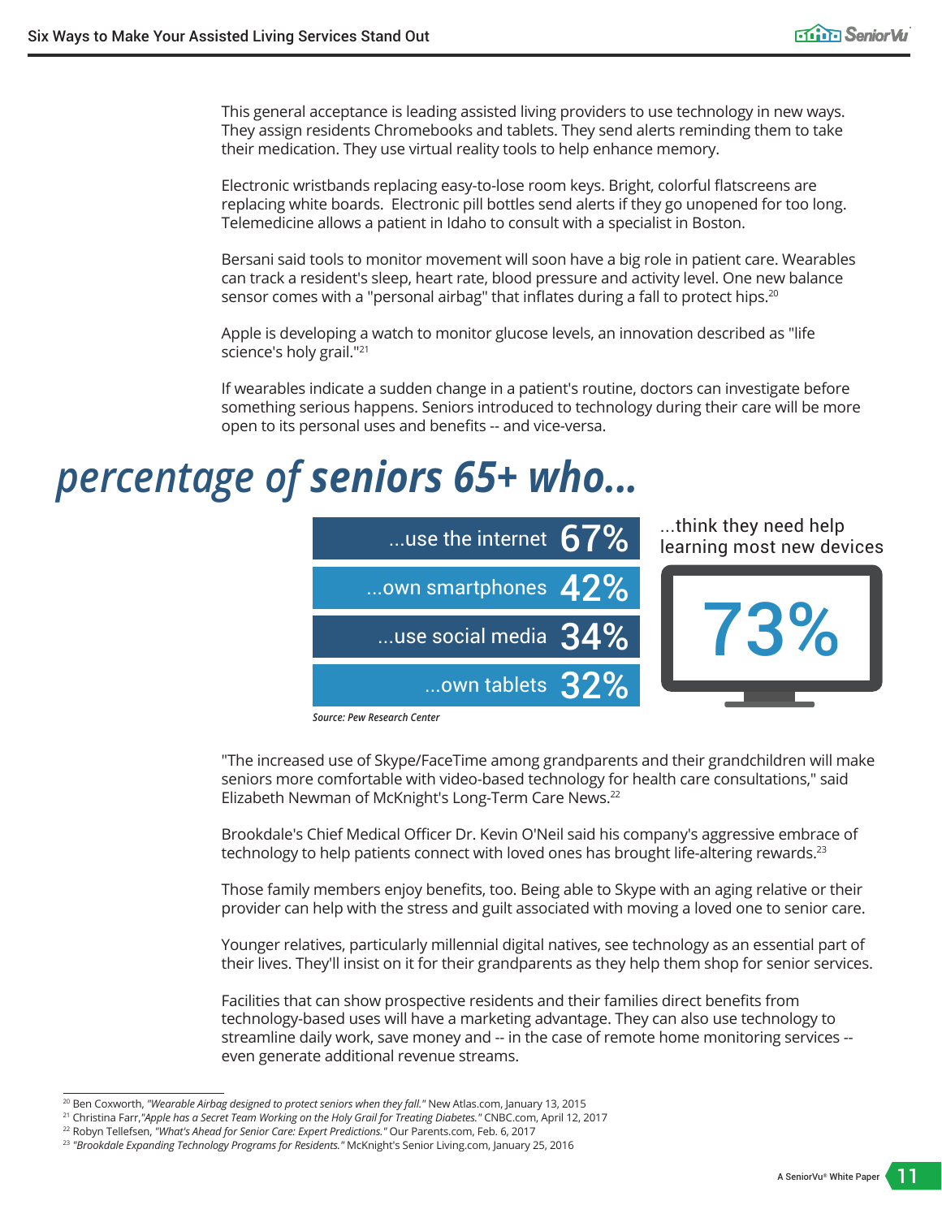This general acceptance is leading assisted living providers to use technology in new ways. They assign residents Chromebooks and tablets. They send alerts reminding them to take their medication. They use virtual reality tools to help enhance memory.

Electronic wristbands replacing easy-to-lose room keys. Bright, colorful flatscreens are replacing white boards. Electronic pill bottles send alerts if they go unopened for too long. Telemedicine allows a patient in Idaho to consult with a specialist in Boston.

Bersani said tools to monitor movement will soon have a big role in patient care. Wearables can track a resident's sleep, heart rate, blood pressure and activity level. One new balance sensor comes with a "personal airbag" that inflates during a fall to protect hips.[20]

Apple is developing a watch to monitor glucose levels, an innovation described as "life science's holy grail."[21]

If wearables indicate a sudden change in a patient's routine, doctors can investigate before something serious happens. Seniors introduced to technology during their care will be more open to its personal uses and benefits -- and vice-versa.

## *percentage of* seniors 65+ who...

| | |
|---|---|
| ...use the internet | 67% |
| ...own smartphones | 42% |
| ...use social media | 34% |
| ...own tablets | 32% |

...think they need help learning most new devices: **73%**

*Source: Pew Research Center*

"The increased use of Skype/FaceTime among grandparents and their grandchildren will make seniors more comfortable with video-based technology for health care consultations," said Elizabeth Newman of McKnight's Long-Term Care News.[22]

Brookdale's Chief Medical Officer Dr. Kevin O'Neil said his company's aggressive embrace of technology to help patients connect with loved ones has brought life-altering rewards.[23]

Those family members enjoy benefits, too. Being able to Skype with an aging relative or their provider can help with the stress and guilt associated with moving a loved one to senior care.

Younger relatives, particularly millennial digital natives, see technology as an essential part of their lives. They'll insist on it for their grandparents as they help them shop for senior services.

Facilities that can show prospective residents and their families direct benefits from technology-based uses will have a marketing advantage. They can also use technology to streamline daily work, save money and -- in the case of remote home monitoring services -- even generate additional revenue streams.

---

[20] Ben Coxworth, *"Wearable Airbag designed to protect seniors when they fall."* New Atlas.com, January 13, 2015

[21] Christina Farr, *"Apple has a Secret Team Working on the Holy Grail for Treating Diabetes."* CNBC.com, April 12, 2017

[22] Robyn Tellefsen, *"What's Ahead for Senior Care: Expert Predictions."* Our Parents.com, Feb. 6, 2017

[23] *"Brookdale Expanding Technology Programs for Residents."* McKnight's Senior Living.com, January 25, 2016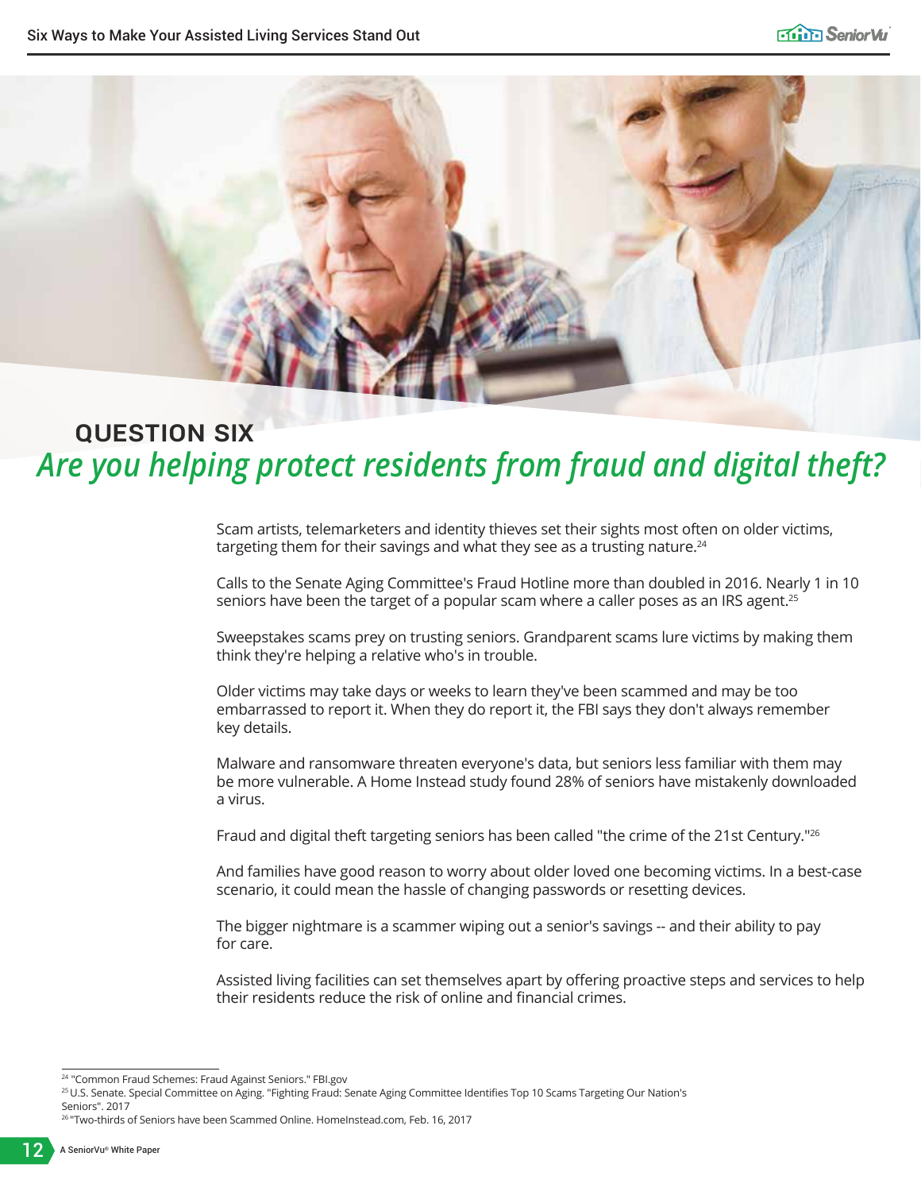## QUESTION SIX

# *Are you helping protect residents from fraud and digital theft?*

Scam artists, telemarketers and identity thieves set their sights most often on older victims, targeting them for their savings and what they see as a trusting nature.[24]

Calls to the Senate Aging Committee's Fraud Hotline more than doubled in 2016. Nearly 1 in 10 seniors have been the target of a popular scam where a caller poses as an IRS agent.[25]

Sweepstakes scams prey on trusting seniors. Grandparent scams lure victims by making them think they're helping a relative who's in trouble.

Older victims may take days or weeks to learn they've been scammed and may be too embarrassed to report it. When they do report it, the FBI says they don't always remember key details.

Malware and ransomware threaten everyone's data, but seniors less familiar with them may be more vulnerable. A Home Instead study found 28% of seniors have mistakenly downloaded a virus.

Fraud and digital theft targeting seniors has been called "the crime of the 21st Century."[26]

And families have good reason to worry about older loved one becoming victims. In a best-case scenario, it could mean the hassle of changing passwords or resetting devices.

The bigger nightmare is a scammer wiping out a senior's savings -- and their ability to pay for care.

Assisted living facilities can set themselves apart by offering proactive steps and services to help their residents reduce the risk of online and financial crimes.

---

[24] "Common Fraud Schemes: Fraud Against Seniors." FBI.gov

[25] U.S. Senate. Special Committee on Aging. "Fighting Fraud: Senate Aging Committee Identifies Top 10 Scams Targeting Our Nation's Seniors". 2017

[26] "Two-thirds of Seniors have been Scammed Online. HomeInstead.com, Feb. 16, 2017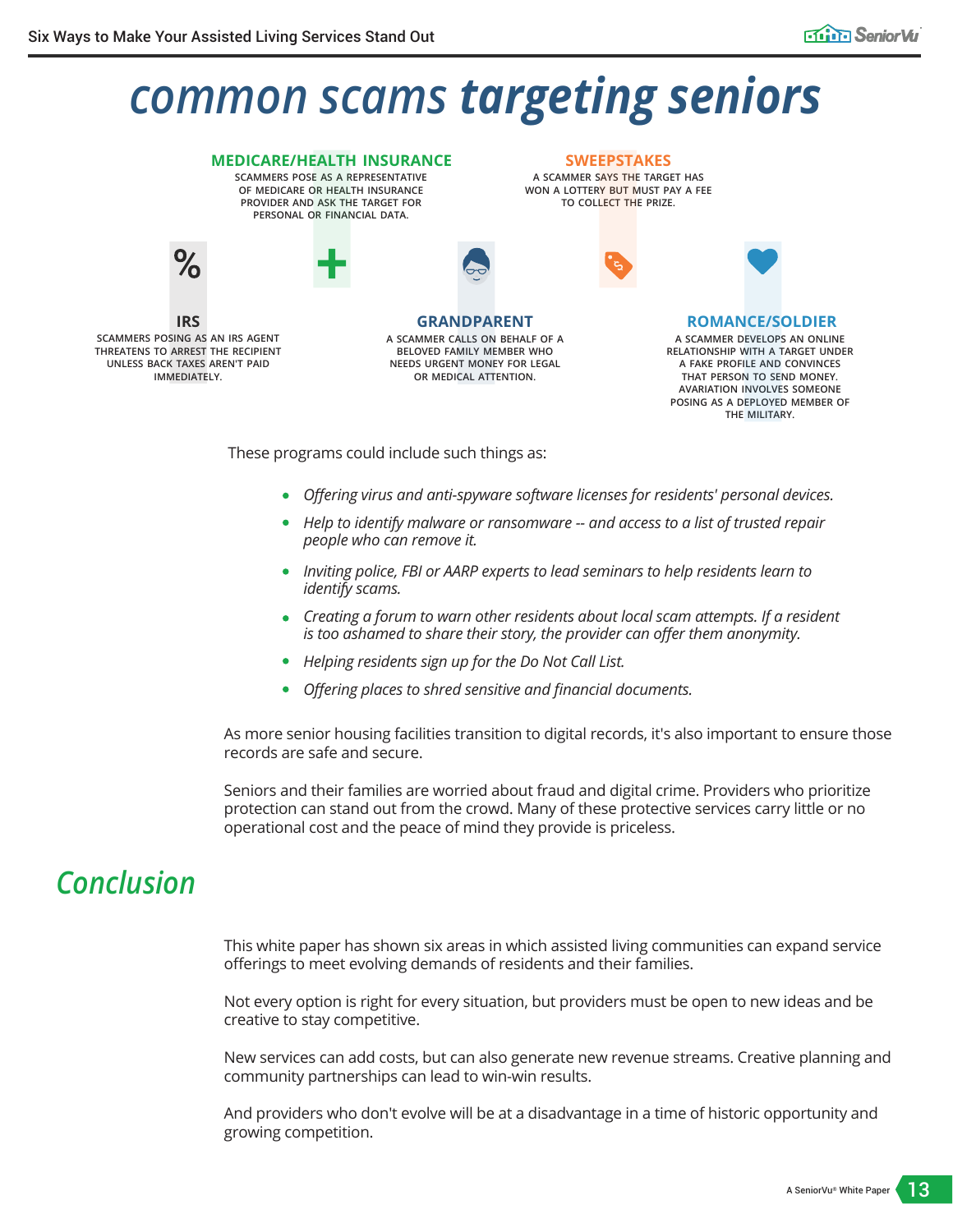# common scams targeting seniors

**MEDICARE/HEALTH INSURANCE**

SCAMMERS POSE AS A REPRESENTATIVE OF MEDICARE OR HEALTH INSURANCE PROVIDER AND ASK THE TARGET FOR PERSONAL OR FINANCIAL DATA.

**SWEEPSTAKES**

A SCAMMER SAYS THE TARGET HAS WON A LOTTERY BUT MUST PAY A FEE TO COLLECT THE PRIZE.

**IRS**

SCAMMERS POSING AS AN IRS AGENT THREATENS TO ARREST THE RECIPIENT UNLESS BACK TAXES AREN'T PAID IMMEDIATELY.

**GRANDPARENT**

A SCAMMER CALLS ON BEHALF OF A BELOVED FAMILY MEMBER WHO NEEDS URGENT MONEY FOR LEGAL OR MEDICAL ATTENTION.

**ROMANCE/SOLDIER**

A SCAMMER DEVELOPS AN ONLINE RELATIONSHIP WITH A TARGET UNDER A FAKE PROFILE AND CONVINCES THAT PERSON TO SEND MONEY. AVARIATION INVOLVES SOMEONE POSING AS A DEPLOYED MEMBER OF THE MILITARY.

These programs could include such things as:

- *Offering virus and anti-spyware software licenses for residents' personal devices.*
- *Help to identify malware or ransomware -- and access to a list of trusted repair people who can remove it.*
- *Inviting police, FBI or AARP experts to lead seminars to help residents learn to identify scams.*
- *Creating a forum to warn other residents about local scam attempts. If a resident is too ashamed to share their story, the provider can offer them anonymity.*
- *Helping residents sign up for the Do Not Call List.*
- *Offering places to shred sensitive and financial documents.*

As more senior housing facilities transition to digital records, it's also important to ensure those records are safe and secure.

Seniors and their families are worried about fraud and digital crime. Providers who prioritize protection can stand out from the crowd. Many of these protective services carry little or no operational cost and the peace of mind they provide is priceless.

## Conclusion

This white paper has shown six areas in which assisted living communities can expand service offerings to meet evolving demands of residents and their families.

Not every option is right for every situation, but providers must be open to new ideas and be creative to stay competitive.

New services can add costs, but can also generate new revenue streams. Creative planning and community partnerships can lead to win-win results.

And providers who don't evolve will be at a disadvantage in a time of historic opportunity and growing competition.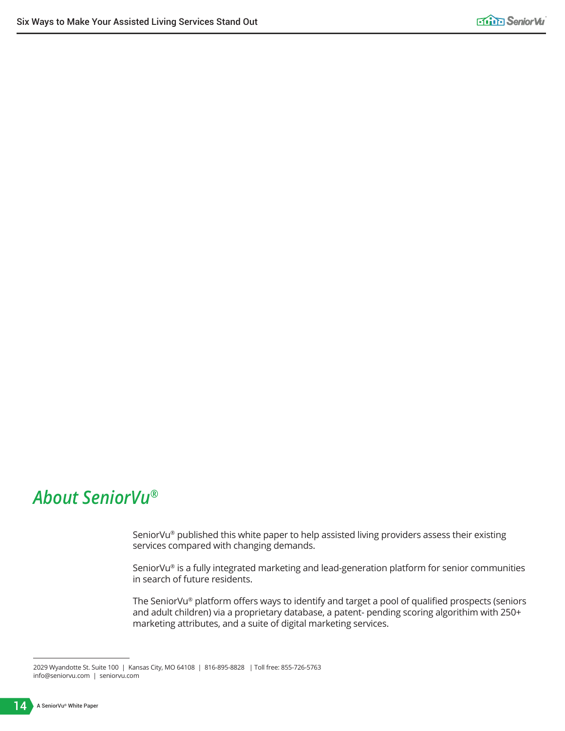## *About SeniorVu®*

SeniorVu® published this white paper to help assisted living providers assess their existing services compared with changing demands.

SeniorVu® is a fully integrated marketing and lead-generation platform for senior communities in search of future residents.

The SeniorVu® platform offers ways to identify and target a pool of qualified prospects (seniors and adult children) via a proprietary database, a patent- pending scoring algorithim with 250+ marketing attributes, and a suite of digital marketing services.

---

2029 Wyandotte St. Suite 100 | Kansas City, MO 64108 | 816-895-8828 | Toll free: 855-726-5763
info@seniorvu.com | seniorvu.com